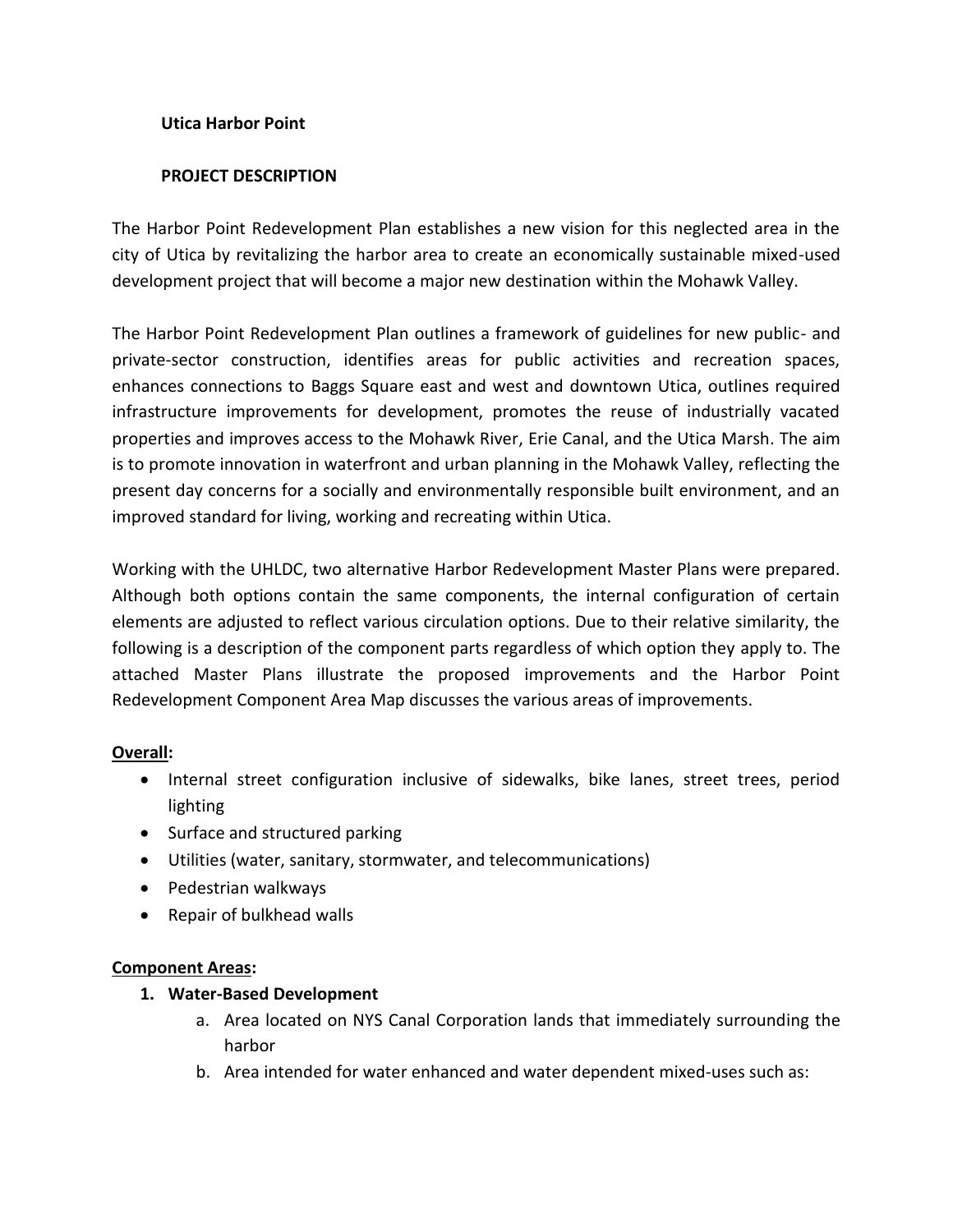**Utica Harbor Point**

**PROJECT DESCRIPTION**

The Harbor Point Redevelopment Plan establishes a new vision for this neglected area in the city of Utica by revitalizing the harbor area to create an economically sustainable mixed-used development project that will become a major new destination within the Mohawk Valley.

The Harbor Point Redevelopment Plan outlines a framework of guidelines for new public- and private-sector construction, identifies areas for public activities and recreation spaces, enhances connections to Baggs Square east and west and downtown Utica, outlines required infrastructure improvements for development, promotes the reuse of industrially vacated properties and improves access to the Mohawk River, Erie Canal, and the Utica Marsh. The aim is to promote innovation in waterfront and urban planning in the Mohawk Valley, reflecting the present day concerns for a socially and environmentally responsible built environment, and an improved standard for living, working and recreating within Utica.

Working with the UHLDC, two alternative Harbor Redevelopment Master Plans were prepared. Although both options contain the same components, the internal configuration of certain elements are adjusted to reflect various circulation options. Due to their relative similarity, the following is a description of the component parts regardless of which option they apply to. The attached Master Plans illustrate the proposed improvements and the Harbor Point Redevelopment Component Area Map discusses the various areas of improvements.

**Overall:**

- Internal street configuration inclusive of sidewalks, bike lanes, street trees, period lighting
- Surface and structured parking
- Utilities (water, sanitary, stormwater, and telecommunications)
- Pedestrian walkways
- Repair of bulkhead walls

**Component Areas:**

1. **Water-Based Development**
   a. Area located on NYS Canal Corporation lands that immediately surrounding the harbor
   b. Area intended for water enhanced and water dependent mixed-uses such as: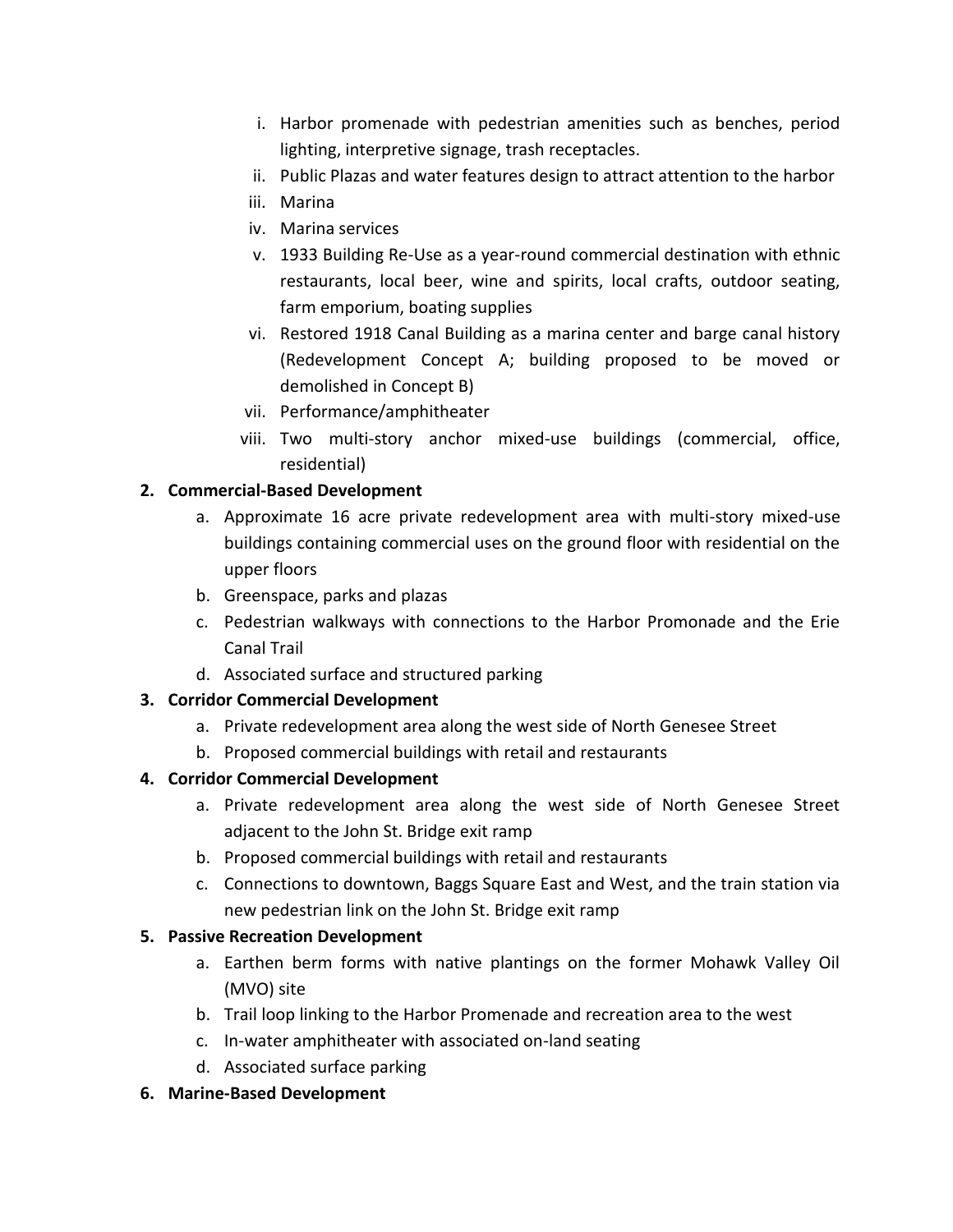i. Harbor promenade with pedestrian amenities such as benches, period lighting, interpretive signage, trash receptacles.
   ii. Public Plazas and water features design to attract attention to the harbor
   iii. Marina
   iv. Marina services
   v. 1933 Building Re-Use as a year-round commercial destination with ethnic restaurants, local beer, wine and spirits, local crafts, outdoor seating, farm emporium, boating supplies
   vi. Restored 1918 Canal Building as a marina center and barge canal history (Redevelopment Concept A; building proposed to be moved or demolished in Concept B)
   vii. Performance/amphitheater
   viii. Two multi-story anchor mixed-use buildings (commercial, office, residential)

2. **Commercial-Based Development**
   a. Approximate 16 acre private redevelopment area with multi-story mixed-use buildings containing commercial uses on the ground floor with residential on the upper floors
   b. Greenspace, parks and plazas
   c. Pedestrian walkways with connections to the Harbor Promonade and the Erie Canal Trail
   d. Associated surface and structured parking

3. **Corridor Commercial Development**
   a. Private redevelopment area along the west side of North Genesee Street
   b. Proposed commercial buildings with retail and restaurants

4. **Corridor Commercial Development**
   a. Private redevelopment area along the west side of North Genesee Street adjacent to the John St. Bridge exit ramp
   b. Proposed commercial buildings with retail and restaurants
   c. Connections to downtown, Baggs Square East and West, and the train station via new pedestrian link on the John St. Bridge exit ramp

5. **Passive Recreation Development**
   a. Earthen berm forms with native plantings on the former Mohawk Valley Oil (MVO) site
   b. Trail loop linking to the Harbor Promenade and recreation area to the west
   c. In-water amphitheater with associated on-land seating
   d. Associated surface parking

6. **Marine-Based Development**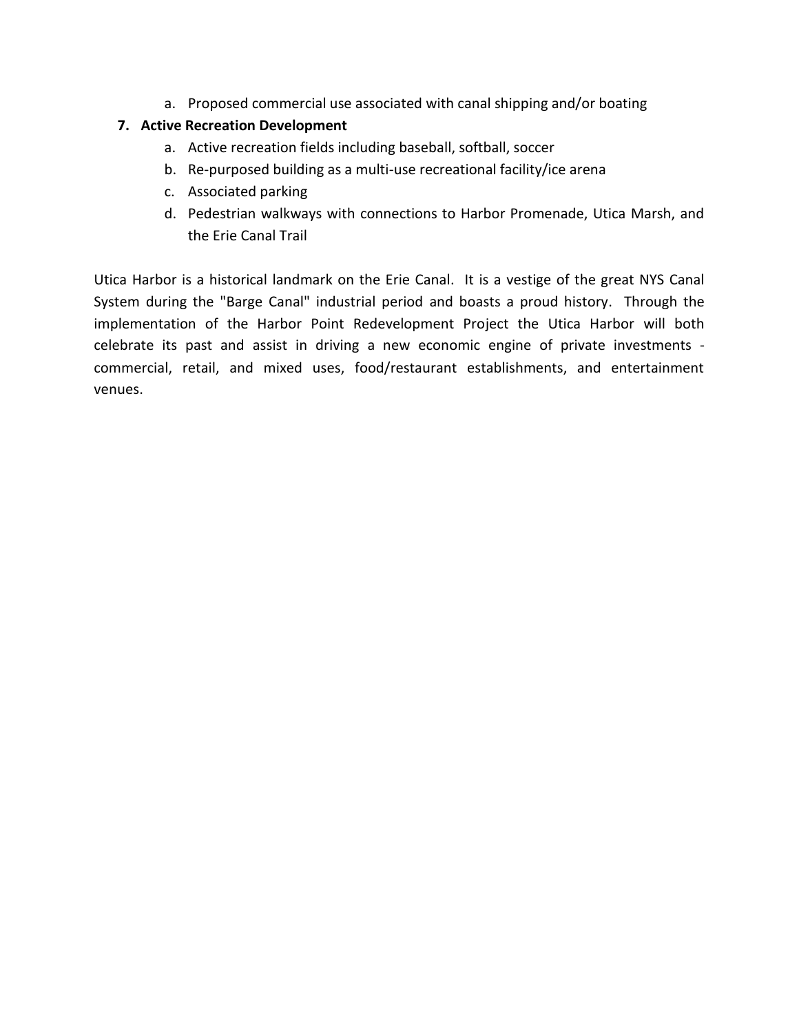a. Proposed commercial use associated with canal shipping and/or boating

7. **Active Recreation Development**
    a. Active recreation fields including baseball, softball, soccer
    b. Re-purposed building as a multi-use recreational facility/ice arena
    c. Associated parking
    d. Pedestrian walkways with connections to Harbor Promenade, Utica Marsh, and the Erie Canal Trail

Utica Harbor is a historical landmark on the Erie Canal. It is a vestige of the great NYS Canal System during the "Barge Canal" industrial period and boasts a proud history. Through the implementation of the Harbor Point Redevelopment Project the Utica Harbor will both celebrate its past and assist in driving a new economic engine of private investments - commercial, retail, and mixed uses, food/restaurant establishments, and entertainment venues.